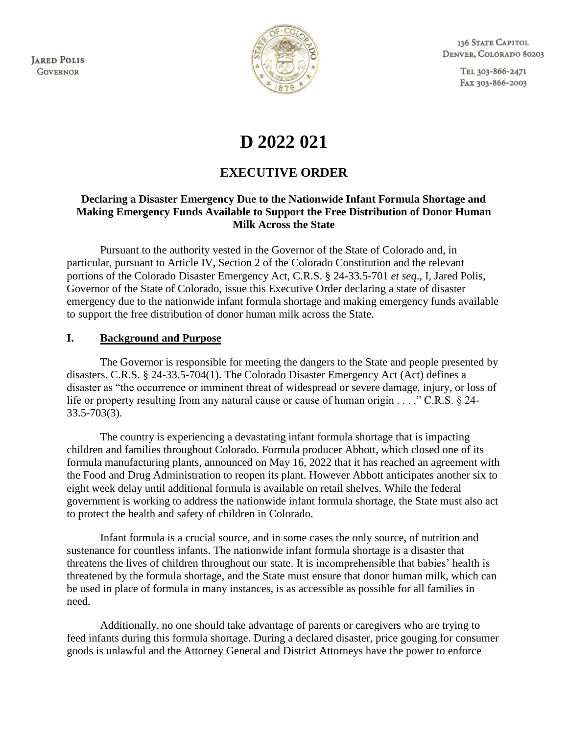JARED POLIS
GOVERNOR

136 STATE CAPITOL
DENVER, COLORADO 80203

TEL 303-866-2471
FAX 303-866-2003

# D 2022 021

## EXECUTIVE ORDER

### Declaring a Disaster Emergency Due to the Nationwide Infant Formula Shortage and Making Emergency Funds Available to Support the Free Distribution of Donor Human Milk Across the State

Pursuant to the authority vested in the Governor of the State of Colorado and, in particular, pursuant to Article IV, Section 2 of the Colorado Constitution and the relevant portions of the Colorado Disaster Emergency Act, C.R.S. § 24-33.5-701 *et seq*., I, Jared Polis, Governor of the State of Colorado, issue this Executive Order declaring a state of disaster emergency due to the nationwide infant formula shortage and making emergency funds available to support the free distribution of donor human milk across the State.

## I. Background and Purpose

The Governor is responsible for meeting the dangers to the State and people presented by disasters. C.R.S. § 24-33.5-704(1). The Colorado Disaster Emergency Act (Act) defines a disaster as "the occurrence or imminent threat of widespread or severe damage, injury, or loss of life or property resulting from any natural cause or cause of human origin . . . ." C.R.S. § 24-33.5-703(3).

The country is experiencing a devastating infant formula shortage that is impacting children and families throughout Colorado. Formula producer Abbott, which closed one of its formula manufacturing plants, announced on May 16, 2022 that it has reached an agreement with the Food and Drug Administration to reopen its plant. However Abbott anticipates another six to eight week delay until additional formula is available on retail shelves. While the federal government is working to address the nationwide infant formula shortage, the State must also act to protect the health and safety of children in Colorado.

Infant formula is a crucial source, and in some cases the only source, of nutrition and sustenance for countless infants. The nationwide infant formula shortage is a disaster that threatens the lives of children throughout our state. It is incomprehensible that babies' health is threatened by the formula shortage, and the State must ensure that donor human milk, which can be used in place of formula in many instances, is as accessible as possible for all families in need.

Additionally, no one should take advantage of parents or caregivers who are trying to feed infants during this formula shortage. During a declared disaster, price gouging for consumer goods is unlawful and the Attorney General and District Attorneys have the power to enforce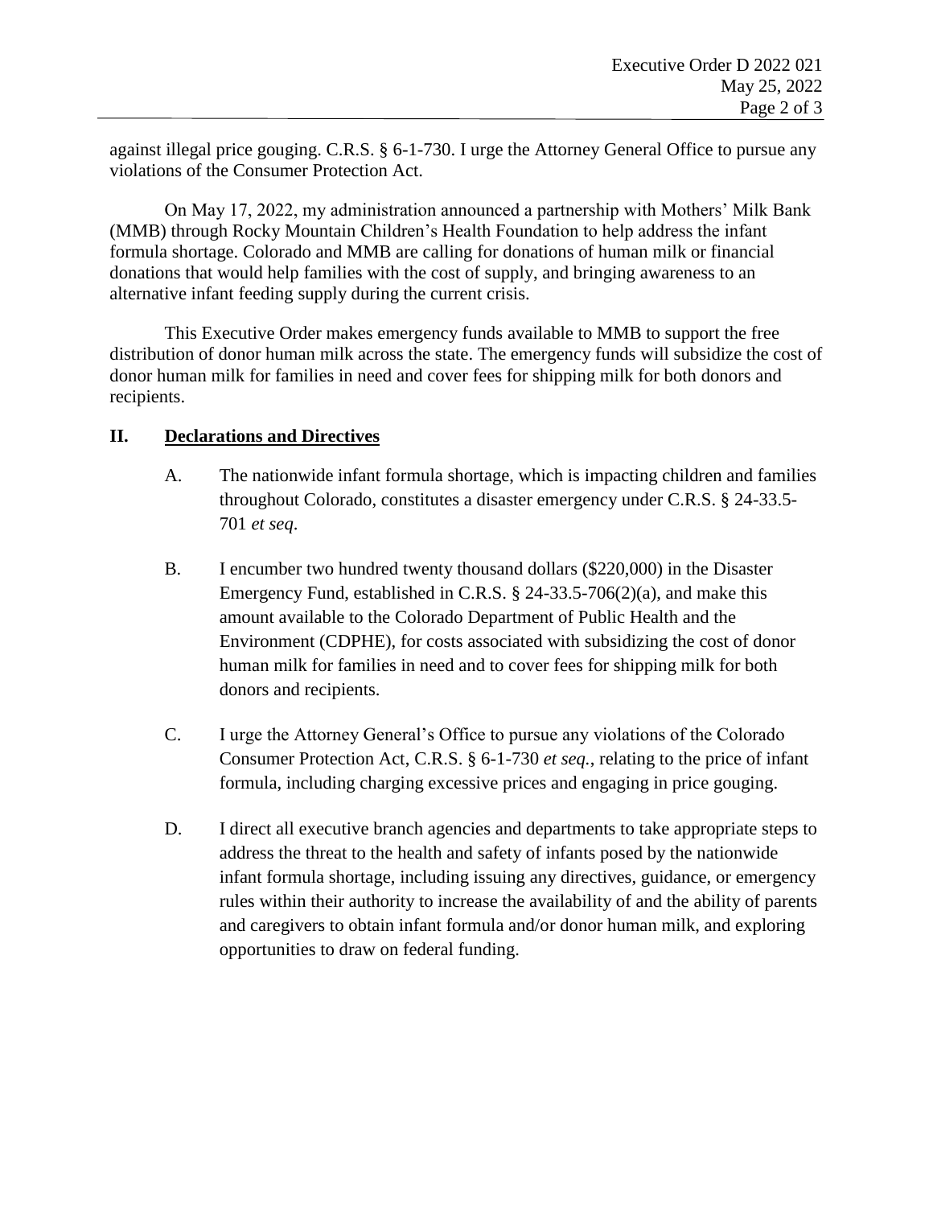against illegal price gouging. C.R.S. § 6-1-730. I urge the Attorney General Office to pursue any violations of the Consumer Protection Act.

On May 17, 2022, my administration announced a partnership with Mothers' Milk Bank (MMB) through Rocky Mountain Children's Health Foundation to help address the infant formula shortage. Colorado and MMB are calling for donations of human milk or financial donations that would help families with the cost of supply, and bringing awareness to an alternative infant feeding supply during the current crisis.

This Executive Order makes emergency funds available to MMB to support the free distribution of donor human milk across the state. The emergency funds will subsidize the cost of donor human milk for families in need and cover fees for shipping milk for both donors and recipients.

## II. Declarations and Directives

A. The nationwide infant formula shortage, which is impacting children and families throughout Colorado, constitutes a disaster emergency under C.R.S. § 24-33.5-701 *et seq*.

B. I encumber two hundred twenty thousand dollars ($220,000) in the Disaster Emergency Fund, established in C.R.S. § 24-33.5-706(2)(a), and make this amount available to the Colorado Department of Public Health and the Environment (CDPHE), for costs associated with subsidizing the cost of donor human milk for families in need and to cover fees for shipping milk for both donors and recipients.

C. I urge the Attorney General's Office to pursue any violations of the Colorado Consumer Protection Act, C.R.S. § 6-1-730 *et seq.*, relating to the price of infant formula, including charging excessive prices and engaging in price gouging.

D. I direct all executive branch agencies and departments to take appropriate steps to address the threat to the health and safety of infants posed by the nationwide infant formula shortage, including issuing any directives, guidance, or emergency rules within their authority to increase the availability of and the ability of parents and caregivers to obtain infant formula and/or donor human milk, and exploring opportunities to draw on federal funding.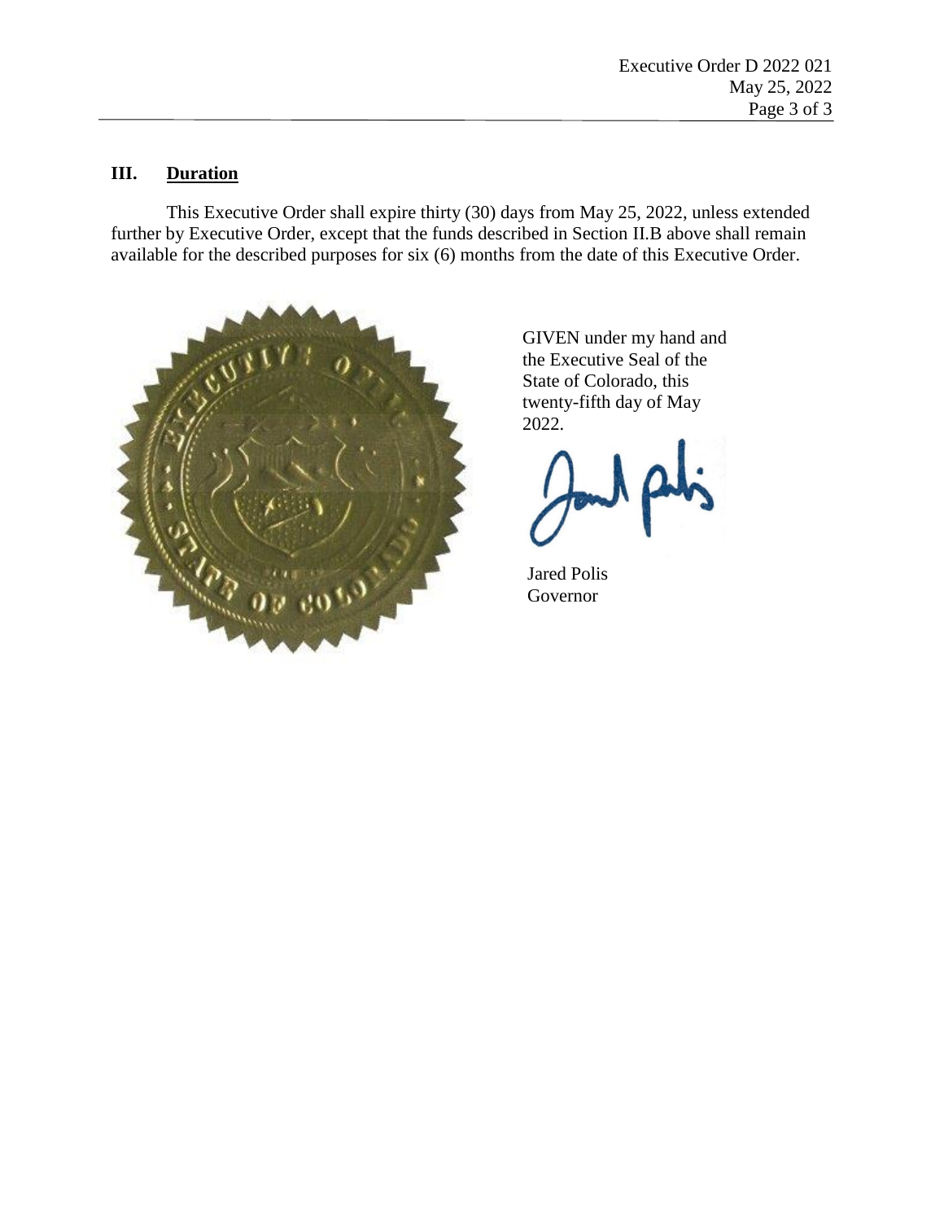## III. Duration

This Executive Order shall expire thirty (30) days from May 25, 2022, unless extended further by Executive Order, except that the funds described in Section II.B above shall remain available for the described purposes for six (6) months from the date of this Executive Order.

GIVEN under my hand and the Executive Seal of the State of Colorado, this twenty-fifth day of May 2022.

Jared Polis
Governor